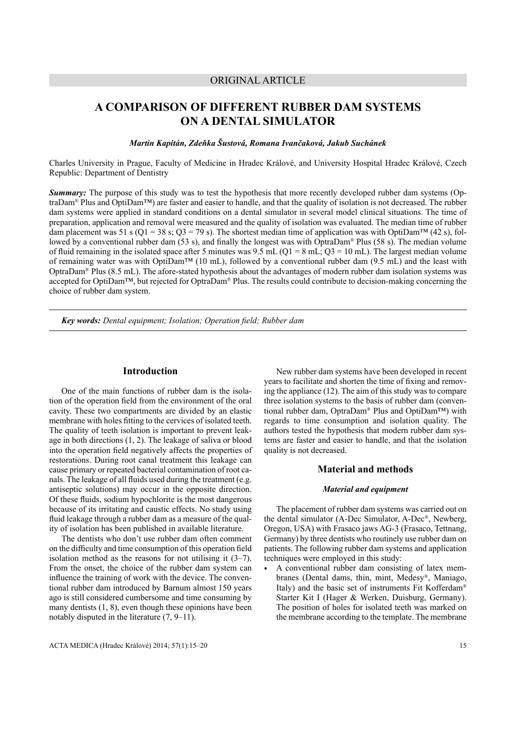ORIGINAL ARTICLE

# A COMPARISON OF DIFFERENT RUBBER DAM SYSTEMS ON A DENTAL SIMULATOR

***Martin Kapitán, Zdeňka Šustová, Romana Ivančaková, Jakub Suchánek***

Charles University in Prague, Faculty of Medicine in Hradec Králové, and University Hospital Hradec Králové, Czech Republic: Department of Dentistry

***Summary:*** The purpose of this study was to test the hypothesis that more recently developed rubber dam systems (OptraDam® Plus and OptiDam™) are faster and easier to handle, and that the quality of isolation is not decreased. The rubber dam systems were applied in standard conditions on a dental simulator in several model clinical situations. The time of preparation, application and removal were measured and the quality of isolation was evaluated. The median time of rubber dam placement was 51 s (Q1 = 38 s; Q3 = 79 s). The shortest median time of application was with OptiDam™ (42 s), followed by a conventional rubber dam (53 s), and finally the longest was with OptraDam® Plus (58 s). The median volume of fluid remaining in the isolated space after 5 minutes was 9.5 mL (Q1 = 8 mL; Q3 = 10 mL). The largest median volume of remaining water was with OptiDam™ (10 mL), followed by a conventional rubber dam (9.5 mL) and the least with OptraDam® Plus (8.5 mL). The afore-stated hypothesis about the advantages of modern rubber dam isolation systems was accepted for OptiDam™, but rejected for OptraDam® Plus. The results could contribute to decision-making concerning the choice of rubber dam system.

***Key words:*** *Dental equipment; Isolation; Operation field; Rubber dam*

## Introduction

One of the main functions of rubber dam is the isolation of the operation field from the environment of the oral cavity. These two compartments are divided by an elastic membrane with holes fitting to the cervices of isolated teeth. The quality of teeth isolation is important to prevent leakage in both directions (1, 2). The leakage of saliva or blood into the operation field negatively affects the properties of restorations. During root canal treatment this leakage can cause primary or repeated bacterial contamination of root canals. The leakage of all fluids used during the treatment (e.g. antiseptic solutions) may occur in the opposite direction. Of these fluids, sodium hypochlorite is the most dangerous because of its irritating and caustic effects. No study using fluid leakage through a rubber dam as a measure of the quality of isolation has been published in available literature.

The dentists who don't use rubber dam often comment on the difficulty and time consumption of this operation field isolation method as the reasons for not utilising it (3–7). From the onset, the choice of the rubber dam system can influence the training of work with the device. The conventional rubber dam introduced by Barnum almost 150 years ago is still considered cumbersome and time consuming by many dentists (1, 8), even though these opinions have been notably disputed in the literature (7, 9–11).

New rubber dam systems have been developed in recent years to facilitate and shorten the time of fixing and removing the appliance (12). The aim of this study was to compare three isolation systems to the basis of rubber dam (conventional rubber dam, OptraDam® Plus and OptiDam™) with regards to time consumption and isolation quality. The authors tested the hypothesis that modern rubber dam systems are faster and easier to handle, and that the isolation quality is not decreased.

## Material and methods

### *Material and equipment*

The placement of rubber dam systems was carried out on the dental simulator (A-Dec Simulator, A-Dec®, Newberg, Oregon, USA) with Frasaco jaws AG-3 (Frasaco, Tettnang, Germany) by three dentists who routinely use rubber dam on patients. The following rubber dam systems and application techniques were employed in this study:

- A conventional rubber dam consisting of latex membranes (Dental dams, thin, mint, Medesy®, Maniago, Italy) and the basic set of instruments Fit Kofferdam® Starter Kit I (Hager & Werken, Duisburg, Germany). The position of holes for isolated teeth was marked on the membrane according to the template. The membrane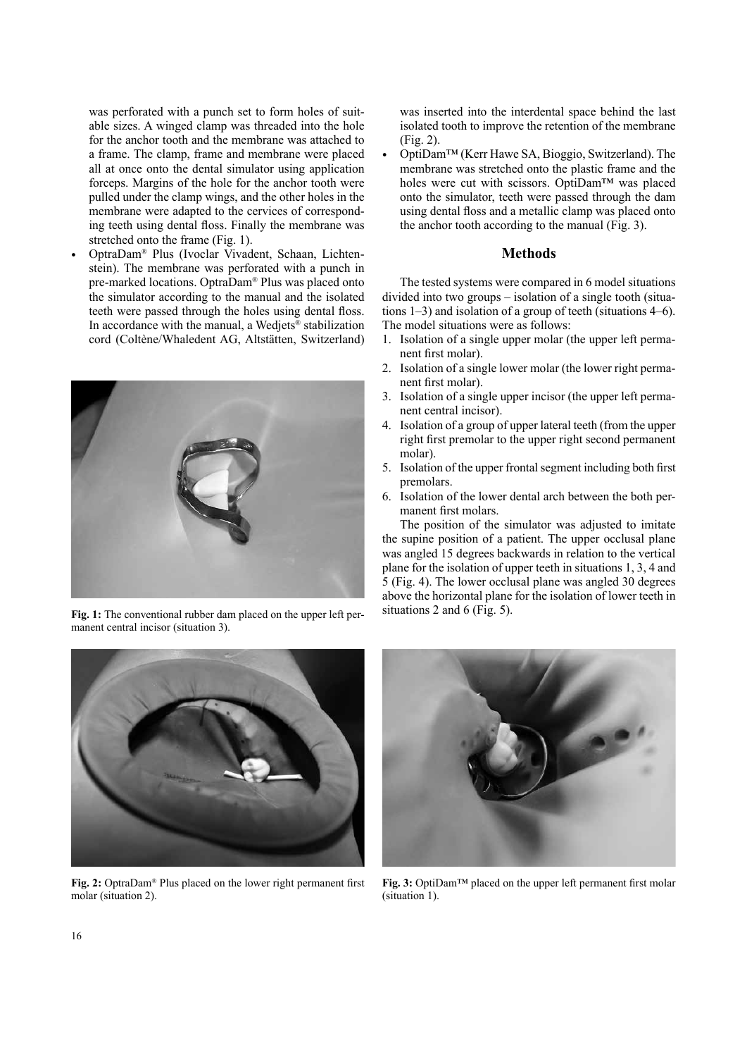was perforated with a punch set to form holes of suitable sizes. A winged clamp was threaded into the hole for the anchor tooth and the membrane was attached to a frame. The clamp, frame and membrane were placed all at once onto the dental simulator using application forceps. Margins of the hole for the anchor tooth were pulled under the clamp wings, and the other holes in the membrane were adapted to the cervices of corresponding teeth using dental floss. Finally the membrane was stretched onto the frame (Fig. 1).

- OptraDam® Plus (Ivoclar Vivadent, Schaan, Lichtenstein). The membrane was perforated with a punch in pre-marked locations. OptraDam® Plus was placed onto the simulator according to the manual and the isolated teeth were passed through the holes using dental floss. In accordance with the manual, a Wedjets® stabilization cord (Coltène/Whaledent AG, Altstätten, Switzerland) was inserted into the interdental space behind the last isolated tooth to improve the retention of the membrane (Fig. 2).
- OptiDam™ (Kerr Hawe SA, Bioggio, Switzerland). The membrane was stretched onto the plastic frame and the holes were cut with scissors. OptiDam™ was placed onto the simulator, teeth were passed through the dam using dental floss and a metallic clamp was placed onto the anchor tooth according to the manual (Fig. 3).

**Fig. 1:** The conventional rubber dam placed on the upper left permanent central incisor (situation 3).

## Methods

The tested systems were compared in 6 model situations divided into two groups – isolation of a single tooth (situations 1–3) and isolation of a group of teeth (situations 4–6). The model situations were as follows:

1. Isolation of a single upper molar (the upper left permanent first molar).
2. Isolation of a single lower molar (the lower right permanent first molar).
3. Isolation of a single upper incisor (the upper left permanent central incisor).
4. Isolation of a group of upper lateral teeth (from the upper right first premolar to the upper right second permanent molar).
5. Isolation of the upper frontal segment including both first premolars.
6. Isolation of the lower dental arch between the both permanent first molars.

The position of the simulator was adjusted to imitate the supine position of a patient. The upper occlusal plane was angled 15 degrees backwards in relation to the vertical plane for the isolation of upper teeth in situations 1, 3, 4 and 5 (Fig. 4). The lower occlusal plane was angled 30 degrees above the horizontal plane for the isolation of lower teeth in situations 2 and 6 (Fig. 5).

**Fig. 2:** OptraDam® Plus placed on the lower right permanent first molar (situation 2).

**Fig. 3:** OptiDam™ placed on the upper left permanent first molar (situation 1).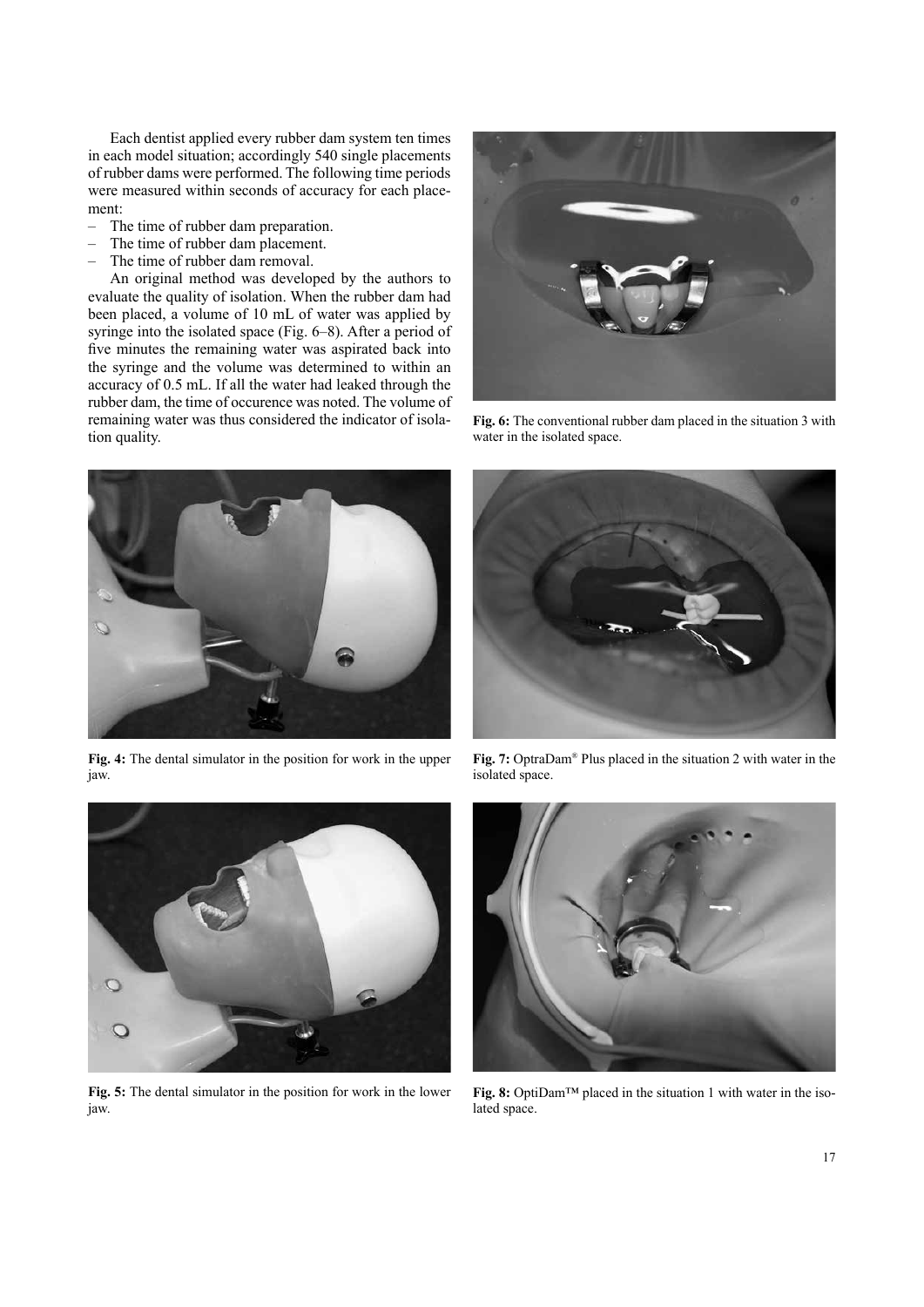Each dentist applied every rubber dam system ten times in each model situation; accordingly 540 single placements of rubber dams were performed. The following time periods were measured within seconds of accuracy for each placement:

- The time of rubber dam preparation.
- The time of rubber dam placement.
- The time of rubber dam removal.

An original method was developed by the authors to evaluate the quality of isolation. When the rubber dam had been placed, a volume of 10 mL of water was applied by syringe into the isolated space (Fig. 6–8). After a period of five minutes the remaining water was aspirated back into the syringe and the volume was determined to within an accuracy of 0.5 mL. If all the water had leaked through the rubber dam, the time of occurence was noted. The volume of remaining water was thus considered the indicator of isolation quality.

**Fig. 4:** The dental simulator in the position for work in the upper jaw.

**Fig. 5:** The dental simulator in the position for work in the lower jaw.

**Fig. 6:** The conventional rubber dam placed in the situation 3 with water in the isolated space.

**Fig. 7:** OptraDam® Plus placed in the situation 2 with water in the isolated space.

**Fig. 8:** OptiDam™ placed in the situation 1 with water in the isolated space.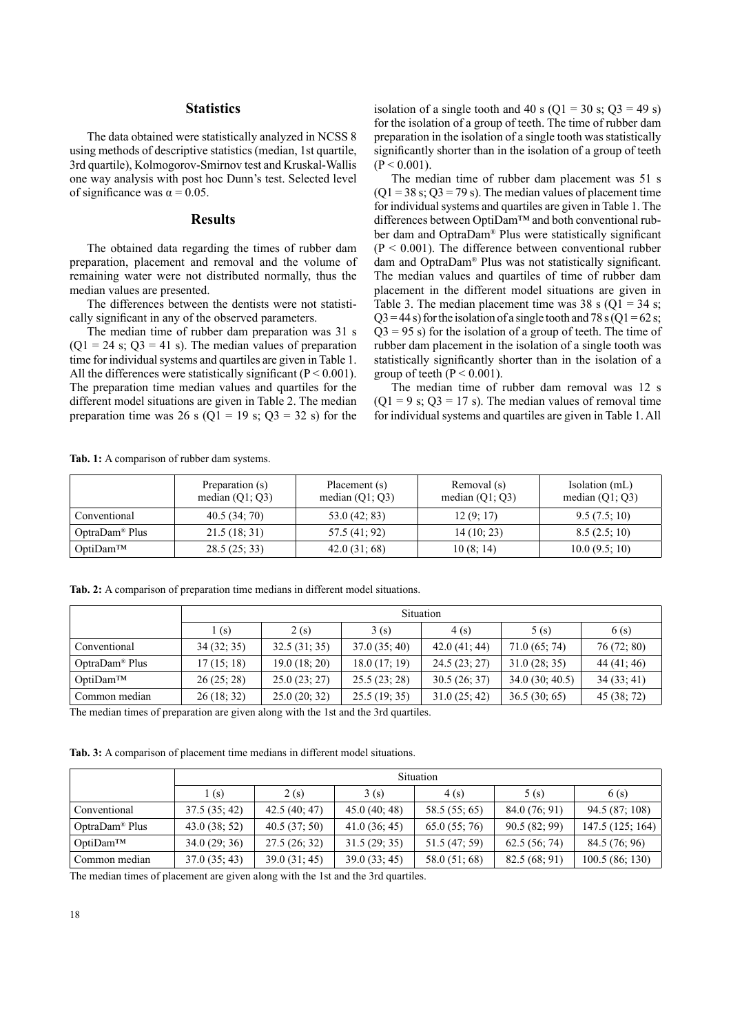## Statistics

The data obtained were statistically analyzed in NCSS 8 using methods of descriptive statistics (median, 1st quartile, 3rd quartile), Kolmogorov-Smirnov test and Kruskal-Wallis one way analysis with post hoc Dunn's test. Selected level of significance was $\alpha = 0.05$.

## Results

The obtained data regarding the times of rubber dam preparation, placement and removal and the volume of remaining water were not distributed normally, thus the median values are presented.

The differences between the dentists were not statistically significant in any of the observed parameters.

The median time of rubber dam preparation was 31 s ($Q1 = 24$ s; $Q3 = 41$ s). The median values of preparation time for individual systems and quartiles are given in Table 1. All the differences were statistically significant ($P < 0.001$). The preparation time median values and quartiles for the different model situations are given in Table 2. The median preparation time was 26 s ($Q1 = 19$ s; $Q3 = 32$ s) for the isolation of a single tooth and 40 s ($Q1 = 30$ s; $Q3 = 49$ s) for the isolation of a group of teeth. The time of rubber dam preparation in the isolation of a single tooth was statistically significantly shorter than in the isolation of a group of teeth ($P < 0.001$).

The median time of rubber dam placement was 51 s ($Q1 = 38$ s; $Q3 = 79$ s). The median values of placement time for individual systems and quartiles are given in Table 1. The differences between OptiDam™ and both conventional rubber dam and OptraDam® Plus were statistically significant ($P < 0.001$). The difference between conventional rubber dam and OptraDam® Plus was not statistically significant. The median values and quartiles of time of rubber dam placement in the different model situations are given in Table 3. The median placement time was 38 s ($Q1 = 34$ s; $Q3 = 44$ s) for the isolation of a single tooth and 78 s ($Q1 = 62$ s; $Q3 = 95$ s) for the isolation of a group of teeth. The time of rubber dam placement in the isolation of a single tooth was statistically significantly shorter than in the isolation of a group of teeth ($P < 0.001$).

The median time of rubber dam removal was 12 s ($Q1 = 9$ s; $Q3 = 17$ s). The median values of removal time for individual systems and quartiles are given in Table 1. All

**Tab. 1:** A comparison of rubber dam systems.

| | Preparation (s) median (Q1; Q3) | Placement (s) median (Q1; Q3) | Removal (s) median (Q1; Q3) | Isolation (mL) median (Q1; Q3) |
|---|---|---|---|---|
| Conventional | 40.5 (34; 70) | 53.0 (42; 83) | 12 (9; 17) | 9.5 (7.5; 10) |
| OptraDam® Plus | 21.5 (18; 31) | 57.5 (41; 92) | 14 (10; 23) | 8.5 (2.5; 10) |
| OptiDam™ | 28.5 (25; 33) | 42.0 (31; 68) | 10 (8; 14) | 10.0 (9.5; 10) |

**Tab. 2:** A comparison of preparation time medians in different model situations.

| | Situation | | | | | |
|---|---|---|---|---|---|---|
| | 1 (s) | 2 (s) | 3 (s) | 4 (s) | 5 (s) | 6 (s) |
| Conventional | 34 (32; 35) | 32.5 (31; 35) | 37.0 (35; 40) | 42.0 (41; 44) | 71.0 (65; 74) | 76 (72; 80) |
| OptraDam® Plus | 17 (15; 18) | 19.0 (18; 20) | 18.0 (17; 19) | 24.5 (23; 27) | 31.0 (28; 35) | 44 (41; 46) |
| OptiDam™ | 26 (25; 28) | 25.0 (23; 27) | 25.5 (23; 28) | 30.5 (26; 37) | 34.0 (30; 40.5) | 34 (33; 41) |
| Common median | 26 (18; 32) | 25.0 (20; 32) | 25.5 (19; 35) | 31.0 (25; 42) | 36.5 (30; 65) | 45 (38; 72) |

The median times of preparation are given along with the 1st and the 3rd quartiles.

**Tab. 3:** A comparison of placement time medians in different model situations.

| | Situation | | | | | |
|---|---|---|---|---|---|---|
| | 1 (s) | 2 (s) | 3 (s) | 4 (s) | 5 (s) | 6 (s) |
| Conventional | 37.5 (35; 42) | 42.5 (40; 47) | 45.0 (40; 48) | 58.5 (55; 65) | 84.0 (76; 91) | 94.5 (87; 108) |
| OptraDam® Plus | 43.0 (38; 52) | 40.5 (37; 50) | 41.0 (36; 45) | 65.0 (55; 76) | 90.5 (82; 99) | 147.5 (125; 164) |
| OptiDam™ | 34.0 (29; 36) | 27.5 (26; 32) | 31.5 (29; 35) | 51.5 (47; 59) | 62.5 (56; 74) | 84.5 (76; 96) |
| Common median | 37.0 (35; 43) | 39.0 (31; 45) | 39.0 (33; 45) | 58.0 (51; 68) | 82.5 (68; 91) | 100.5 (86; 130) |

The median times of placement are given along with the 1st and the 3rd quartiles.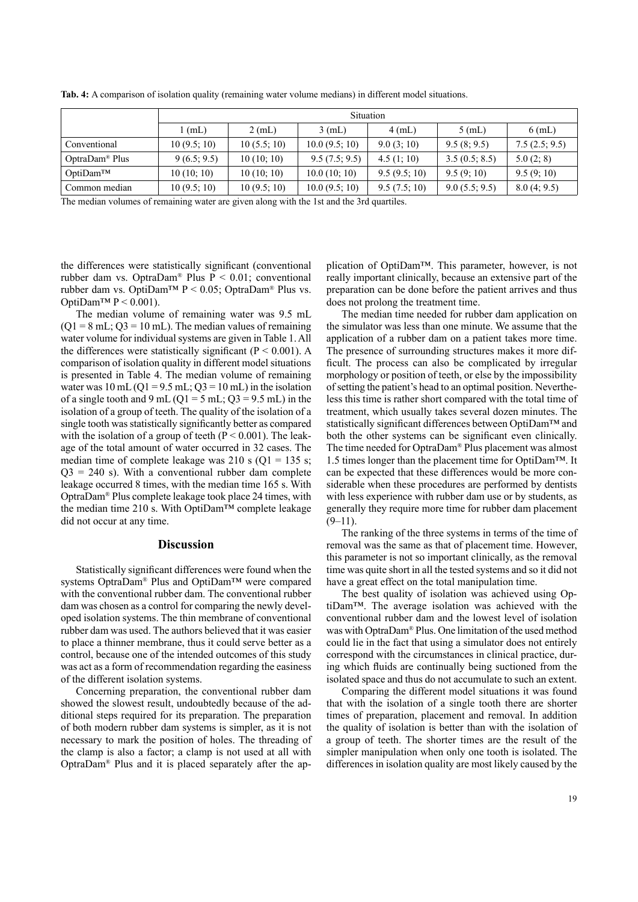**Tab. 4:** A comparison of isolation quality (remaining water volume medians) in different model situations.

| | Situation | | | | | |
|---|---|---|---|---|---|---|
| | 1 (mL) | 2 (mL) | 3 (mL) | 4 (mL) | 5 (mL) | 6 (mL) |
| Conventional | 10 (9.5; 10) | 10 (5.5; 10) | 10.0 (9.5; 10) | 9.0 (3; 10) | 9.5 (8; 9.5) | 7.5 (2.5; 9.5) |
| OptraDam® Plus | 9 (6.5; 9.5) | 10 (10; 10) | 9.5 (7.5; 9.5) | 4.5 (1; 10) | 3.5 (0.5; 8.5) | 5.0 (2; 8) |
| OptiDam™ | 10 (10; 10) | 10 (10; 10) | 10.0 (10; 10) | 9.5 (9.5; 10) | 9.5 (9; 10) | 9.5 (9; 10) |
| Common median | 10 (9.5; 10) | 10 (9.5; 10) | 10.0 (9.5; 10) | 9.5 (7.5; 10) | 9.0 (5.5; 9.5) | 8.0 (4; 9.5) |

The median volumes of remaining water are given along with the 1st and the 3rd quartiles.

the differences were statistically significant (conventional rubber dam vs. OptraDam® Plus $P < 0.01$; conventional rubber dam vs. OptiDam™ $P < 0.05$; OptraDam® Plus vs. OptiDam™ $P < 0.001$).

The median volume of remaining water was 9.5 mL ($Q1 = 8$ mL; $Q3 = 10$ mL). The median values of remaining water volume for individual systems are given in Table 1. All the differences were statistically significant ($P < 0.001$). A comparison of isolation quality in different model situations is presented in Table 4. The median volume of remaining water was 10 mL ($Q1 = 9.5$ mL; $Q3 = 10$ mL) in the isolation of a single tooth and 9 mL ($Q1 = 5$ mL; $Q3 = 9.5$ mL) in the isolation of a group of teeth. The quality of the isolation of a single tooth was statistically significantly better as compared with the isolation of a group of teeth ($P < 0.001$). The leakage of the total amount of water occurred in 32 cases. The median time of complete leakage was 210 s ($Q1 = 135$ s; $Q3 = 240$ s). With a conventional rubber dam complete leakage occurred 8 times, with the median time 165 s. With OptraDam® Plus complete leakage took place 24 times, with the median time 210 s. With OptiDam™ complete leakage did not occur at any time.

## Discussion

Statistically significant differences were found when the systems OptraDam® Plus and OptiDam™ were compared with the conventional rubber dam. The conventional rubber dam was chosen as a control for comparing the newly developed isolation systems. The thin membrane of conventional rubber dam was used. The authors believed that it was easier to place a thinner membrane, thus it could serve better as a control, because one of the intended outcomes of this study was act as a form of recommendation regarding the easiness of the different isolation systems.

Concerning preparation, the conventional rubber dam showed the slowest result, undoubtedly because of the additional steps required for its preparation. The preparation of both modern rubber dam systems is simpler, as it is not necessary to mark the position of holes. The threading of the clamp is also a factor; a clamp is not used at all with OptraDam® Plus and it is placed separately after the application of OptiDam™. This parameter, however, is not really important clinically, because an extensive part of the preparation can be done before the patient arrives and thus does not prolong the treatment time.

The median time needed for rubber dam application on the simulator was less than one minute. We assume that the application of a rubber dam on a patient takes more time. The presence of surrounding structures makes it more difficult. The process can also be complicated by irregular morphology or position of teeth, or else by the impossibility of setting the patient's head to an optimal position. Nevertheless this time is rather short compared with the total time of treatment, which usually takes several dozen minutes. The statistically significant differences between OptiDam™ and both the other systems can be significant even clinically. The time needed for OptraDam® Plus placement was almost 1.5 times longer than the placement time for OptiDam™. It can be expected that these differences would be more considerable when these procedures are performed by dentists with less experience with rubber dam use or by students, as generally they require more time for rubber dam placement (9–11).

The ranking of the three systems in terms of the time of removal was the same as that of placement time. However, this parameter is not so important clinically, as the removal time was quite short in all the tested systems and so it did not have a great effect on the total manipulation time.

The best quality of isolation was achieved using OptiDam™. The average isolation was achieved with the conventional rubber dam and the lowest level of isolation was with OptraDam® Plus. One limitation of the used method could lie in the fact that using a simulator does not entirely correspond with the circumstances in clinical practice, during which fluids are continually being suctioned from the isolated space and thus do not accumulate to such an extent.

Comparing the different model situations it was found that with the isolation of a single tooth there are shorter times of preparation, placement and removal. In addition the quality of isolation is better than with the isolation of a group of teeth. The shorter times are the result of the simpler manipulation when only one tooth is isolated. The differences in isolation quality are most likely caused by the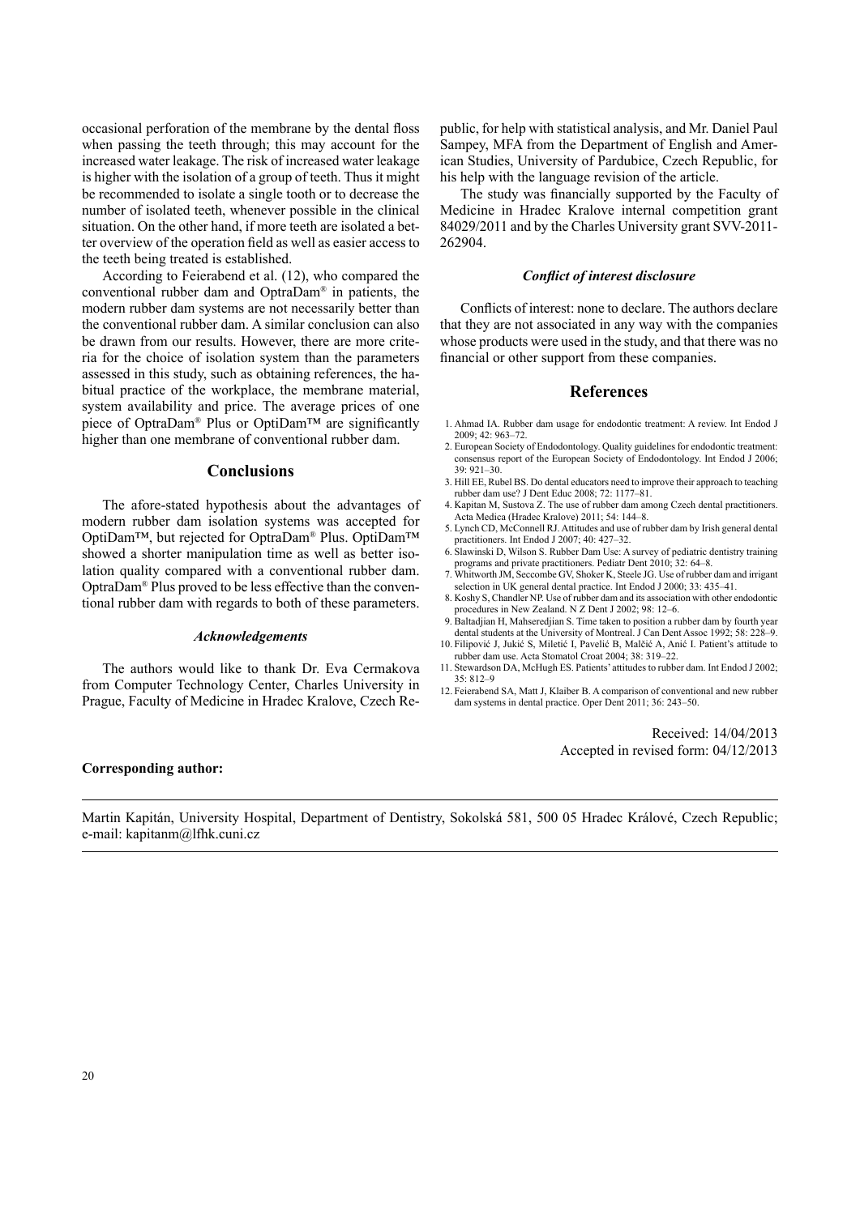occasional perforation of the membrane by the dental floss when passing the teeth through; this may account for the increased water leakage. The risk of increased water leakage is higher with the isolation of a group of teeth. Thus it might be recommended to isolate a single tooth or to decrease the number of isolated teeth, whenever possible in the clinical situation. On the other hand, if more teeth are isolated a better overview of the operation field as well as easier access to the teeth being treated is established.

According to Feierabend et al. (12), who compared the conventional rubber dam and OptraDam® in patients, the modern rubber dam systems are not necessarily better than the conventional rubber dam. A similar conclusion can also be drawn from our results. However, there are more criteria for the choice of isolation system than the parameters assessed in this study, such as obtaining references, the habitual practice of the workplace, the membrane material, system availability and price. The average prices of one piece of OptraDam® Plus or OptiDam™ are significantly higher than one membrane of conventional rubber dam.

## Conclusions

The afore-stated hypothesis about the advantages of modern rubber dam isolation systems was accepted for OptiDam™, but rejected for OptraDam® Plus. OptiDam™ showed a shorter manipulation time as well as better isolation quality compared with a conventional rubber dam. OptraDam® Plus proved to be less effective than the conventional rubber dam with regards to both of these parameters.

### *Acknowledgements*

The authors would like to thank Dr. Eva Cermakova from Computer Technology Center, Charles University in Prague, Faculty of Medicine in Hradec Kralove, Czech Republic, for help with statistical analysis, and Mr. Daniel Paul Sampey, MFA from the Department of English and American Studies, University of Pardubice, Czech Republic, for his help with the language revision of the article.

The study was financially supported by the Faculty of Medicine in Hradec Kralove internal competition grant 84029/2011 and by the Charles University grant SVV-2011-262904.

### *Conflict of interest disclosure*

Conflicts of interest: none to declare. The authors declare that they are not associated in any way with the companies whose products were used in the study, and that there was no financial or other support from these companies.

## References

1. Ahmad IA. Rubber dam usage for endodontic treatment: A review. Int Endod J 2009; 42: 963–72.
2. European Society of Endodontology. Quality guidelines for endodontic treatment: consensus report of the European Society of Endodontology. Int Endod J 2006; 39: 921–30.
3. Hill EE, Rubel BS. Do dental educators need to improve their approach to teaching rubber dam use? J Dent Educ 2008; 72: 1177–81.
4. Kapitan M, Sustova Z. The use of rubber dam among Czech dental practitioners. Acta Medica (Hradec Kralove) 2011; 54: 144–8.
5. Lynch CD, McConnell RJ. Attitudes and use of rubber dam by Irish general dental practitioners. Int Endod J 2007; 40: 427–32.
6. Slawinski D, Wilson S. Rubber Dam Use: A survey of pediatric dentistry training programs and private practitioners. Pediatr Dent 2010; 32: 64–8.
7. Whitworth JM, Seccombe GV, Shoker K, Steele JG. Use of rubber dam and irrigant selection in UK general dental practice. Int Endod J 2000; 33: 435–41.
8. Koshy S, Chandler NP. Use of rubber dam and its association with other endodontic procedures in New Zealand. N Z Dent J 2002; 98: 12–6.
9. Baltadjian H, Mahseredjian S. Time taken to position a rubber dam by fourth year dental students at the University of Montreal. J Can Dent Assoc 1992; 58: 228–9.
10. Filipović J, Jukić S, Miletić I, Pavelić B, Malčić A, Anić I. Patient's attitude to rubber dam use. Acta Stomatol Croat 2004; 38: 319–22.
11. Stewardson DA, McHugh ES. Patients' attitudes to rubber dam. Int Endod J 2002; 35: 812–9
12. Feierabend SA, Matt J, Klaiber B. A comparison of conventional and new rubber dam systems in dental practice. Oper Dent 2011; 36: 243–50.

Received: 14/04/2013
Accepted in revised form: 04/12/2013

**Corresponding author:**

Martin Kapitán, University Hospital, Department of Dentistry, Sokolská 581, 500 05 Hradec Králové, Czech Republic; e-mail: kapitanm@lfhk.cuni.cz